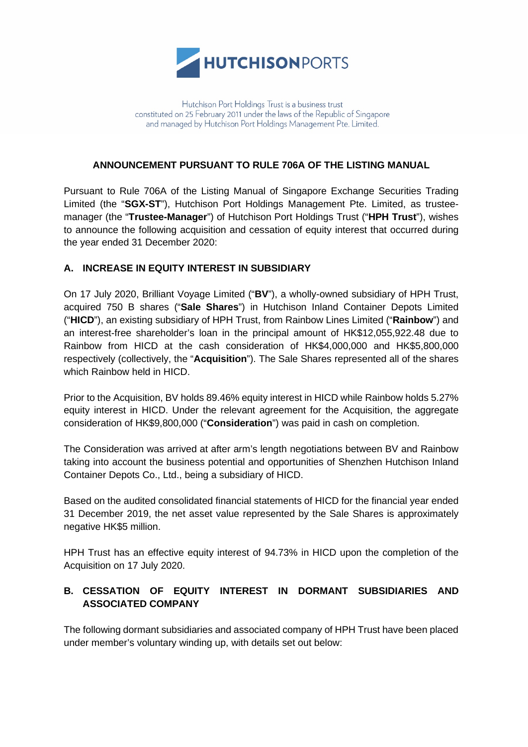HUTCHISONPORTS

Hutchison Port Holdings Trust is a business trust
constituted on 25 February 2011 under the laws of the Republic of Singapore
and managed by Hutchison Port Holdings Management Pte. Limited.

## ANNOUNCEMENT PURSUANT TO RULE 706A OF THE LISTING MANUAL

Pursuant to Rule 706A of the Listing Manual of Singapore Exchange Securities Trading Limited (the "**SGX-ST**"), Hutchison Port Holdings Management Pte. Limited, as trustee-manager (the "**Trustee-Manager**") of Hutchison Port Holdings Trust ("**HPH Trust**"), wishes to announce the following acquisition and cessation of equity interest that occurred during the year ended 31 December 2020:

### A. INCREASE IN EQUITY INTEREST IN SUBSIDIARY

On 17 July 2020, Brilliant Voyage Limited ("**BV**"), a wholly-owned subsidiary of HPH Trust, acquired 750 B shares ("**Sale Shares**") in Hutchison Inland Container Depots Limited ("**HICD**"), an existing subsidiary of HPH Trust, from Rainbow Lines Limited ("**Rainbow**") and an interest-free shareholder's loan in the principal amount of HK$12,055,922.48 due to Rainbow from HICD at the cash consideration of HK$4,000,000 and HK$5,800,000 respectively (collectively, the "**Acquisition**"). The Sale Shares represented all of the shares which Rainbow held in HICD.

Prior to the Acquisition, BV holds 89.46% equity interest in HICD while Rainbow holds 5.27% equity interest in HICD. Under the relevant agreement for the Acquisition, the aggregate consideration of HK$9,800,000 ("**Consideration**") was paid in cash on completion.

The Consideration was arrived at after arm's length negotiations between BV and Rainbow taking into account the business potential and opportunities of Shenzhen Hutchison Inland Container Depots Co., Ltd., being a subsidiary of HICD.

Based on the audited consolidated financial statements of HICD for the financial year ended 31 December 2019, the net asset value represented by the Sale Shares is approximately negative HK$5 million.

HPH Trust has an effective equity interest of 94.73% in HICD upon the completion of the Acquisition on 17 July 2020.

### B. CESSATION OF EQUITY INTEREST IN DORMANT SUBSIDIARIES AND ASSOCIATED COMPANY

The following dormant subsidiaries and associated company of HPH Trust have been placed under member's voluntary winding up, with details set out below: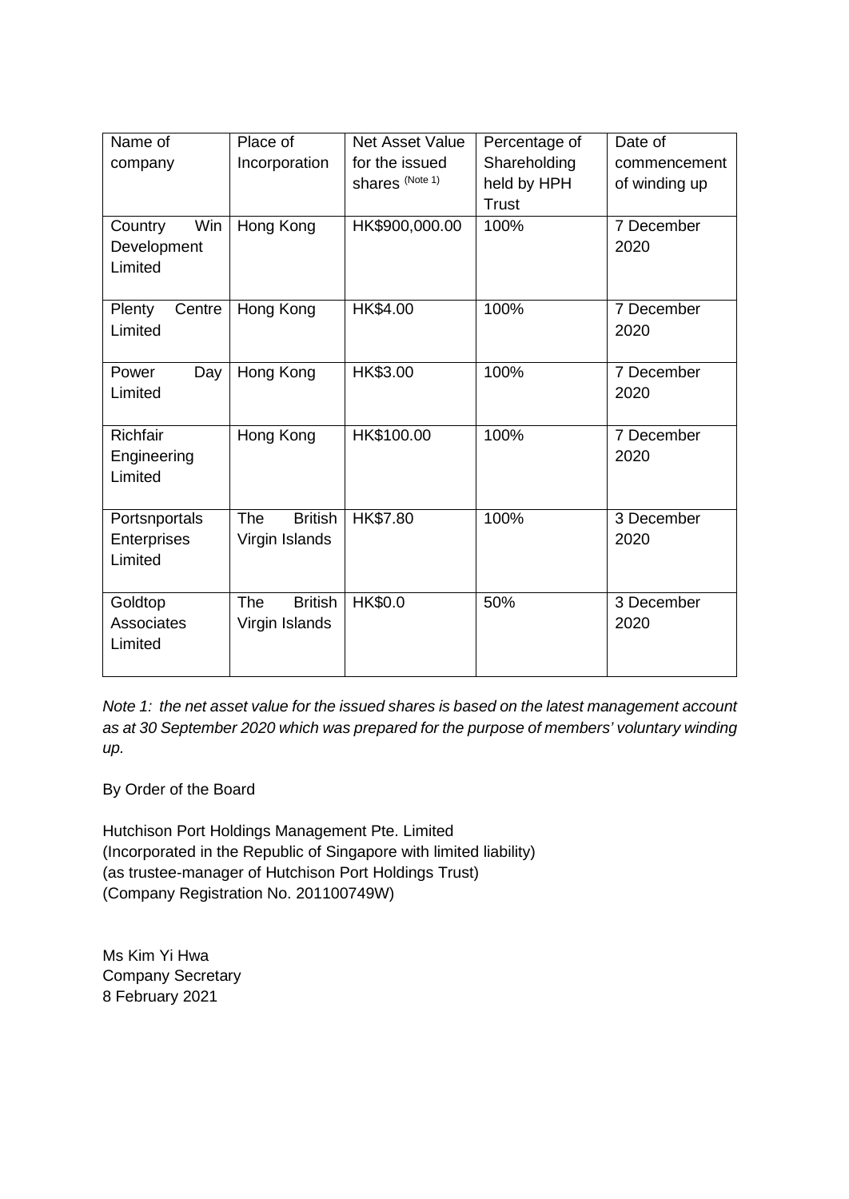| Name of company | Place of Incorporation | Net Asset Value for the issued shares (Note 1) | Percentage of Shareholding held by HPH Trust | Date of commencement of winding up |
|---|---|---|---|---|
| Country Win Development Limited | Hong Kong | HK$900,000.00 | 100% | 7 December 2020 |
| Plenty Centre Limited | Hong Kong | HK$4.00 | 100% | 7 December 2020 |
| Power Day Limited | Hong Kong | HK$3.00 | 100% | 7 December 2020 |
| Richfair Engineering Limited | Hong Kong | HK$100.00 | 100% | 7 December 2020 |
| Portsnportals Enterprises Limited | The British Virgin Islands | HK$7.80 | 100% | 3 December 2020 |
| Goldtop Associates Limited | The British Virgin Islands | HK$0.0 | 50% | 3 December 2020 |

*Note 1: the net asset value for the issued shares is based on the latest management account as at 30 September 2020 which was prepared for the purpose of members' voluntary winding up.*

By Order of the Board

Hutchison Port Holdings Management Pte. Limited
(Incorporated in the Republic of Singapore with limited liability)
(as trustee-manager of Hutchison Port Holdings Trust)
(Company Registration No. 201100749W)

Ms Kim Yi Hwa
Company Secretary
8 February 2021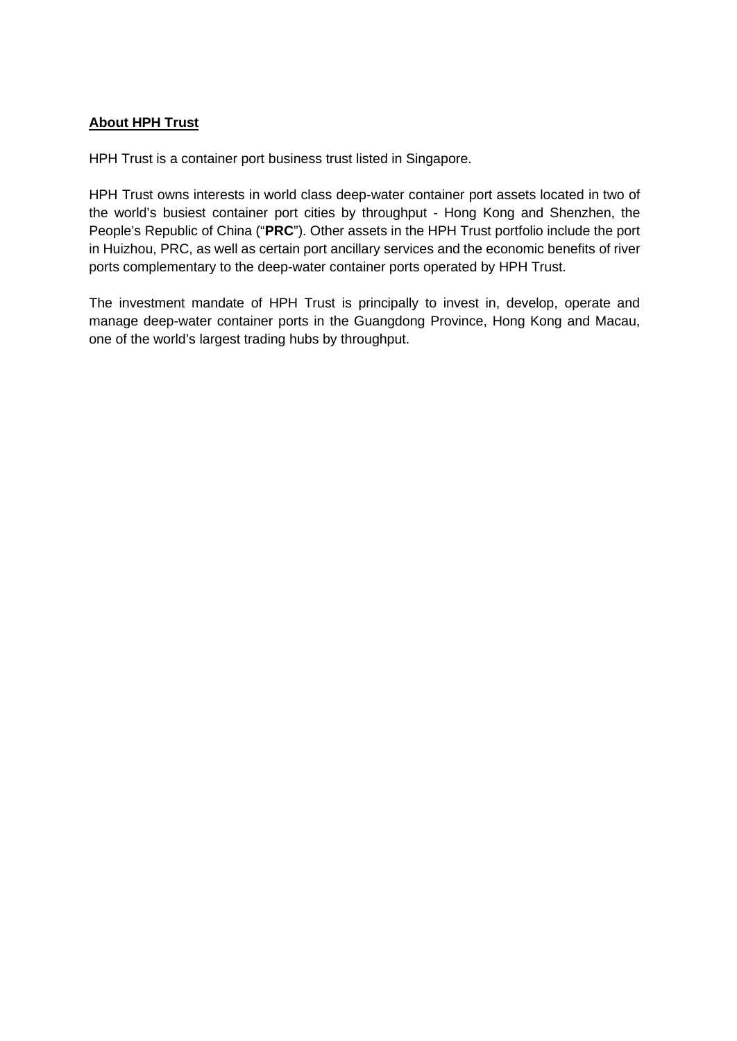**About HPH Trust**

HPH Trust is a container port business trust listed in Singapore.

HPH Trust owns interests in world class deep-water container port assets located in two of the world's busiest container port cities by throughput - Hong Kong and Shenzhen, the People's Republic of China ("**PRC**"). Other assets in the HPH Trust portfolio include the port in Huizhou, PRC, as well as certain port ancillary services and the economic benefits of river ports complementary to the deep-water container ports operated by HPH Trust.

The investment mandate of HPH Trust is principally to invest in, develop, operate and manage deep-water container ports in the Guangdong Province, Hong Kong and Macau, one of the world's largest trading hubs by throughput.